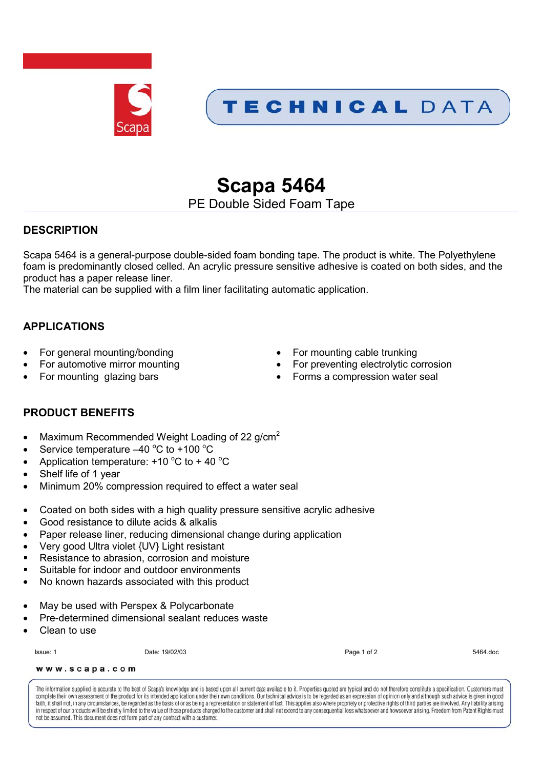TECHNICAL DATA

# Scapa 5464

## PE Double Sided Foam Tape

## DESCRIPTION

Scapa 5464 is a general-purpose double-sided foam bonding tape. The product is white. The Polyethylene foam is predominantly closed celled. An acrylic pressure sensitive adhesive is coated on both sides, and the product has a paper release liner.
The material can be supplied with a film liner facilitating automatic application.

## APPLICATIONS

- For general mounting/bonding
- For automotive mirror mounting
- For mounting glazing bars
- For mounting cable trunking
- For preventing electrolytic corrosion
- Forms a compression water seal

## PRODUCT BENEFITS

- Maximum Recommended Weight Loading of 22 g/cm$^2$
- Service temperature –40 $^{o}$C to +100 $^{o}$C
- Application temperature: +10 $^{o}$C to + 40 $^{o}$C
- Shelf life of 1 year
- Minimum 20% compression required to effect a water seal

- Coated on both sides with a high quality pressure sensitive acrylic adhesive
- Good resistance to dilute acids & alkalis
- Paper release liner, reducing dimensional change during application
- Very good Ultra violet {UV} Light resistant
- Resistance to abrasion, corrosion and moisture
- Suitable for indoor and outdoor environments
- No known hazards associated with this product

- May be used with Perspex & Polycarbonate
- Pre-determined dimensional sealant reduces waste
- Clean to use

Issue: 1 Date: 19/02/03 5464.doc

www.scapa.com

The information supplied is accurate to the best of Scapa's knowledge and is based upon all current data available to it. Properties quoted are typical and do not therefore constitute a specification. Customers must complete their own assessment of the product for its intended application under their own conditions. Our technical advice is to be regarded as an expression of opinion only and although such advice is given in good faith, it shall not, in any circumstances, be regarded as the basis of or as being a representation or statement of fact. This applies also where propriety or protective rights of third parties are involved. Any liability arising in respect of our products will be strictly limited to the value of those products charged to the customer and shall not extend to any consequential loss whatsoever and howsoever arising. Freedom from Patent Rights must not be assumed. This document does not form part of any contract with a customer.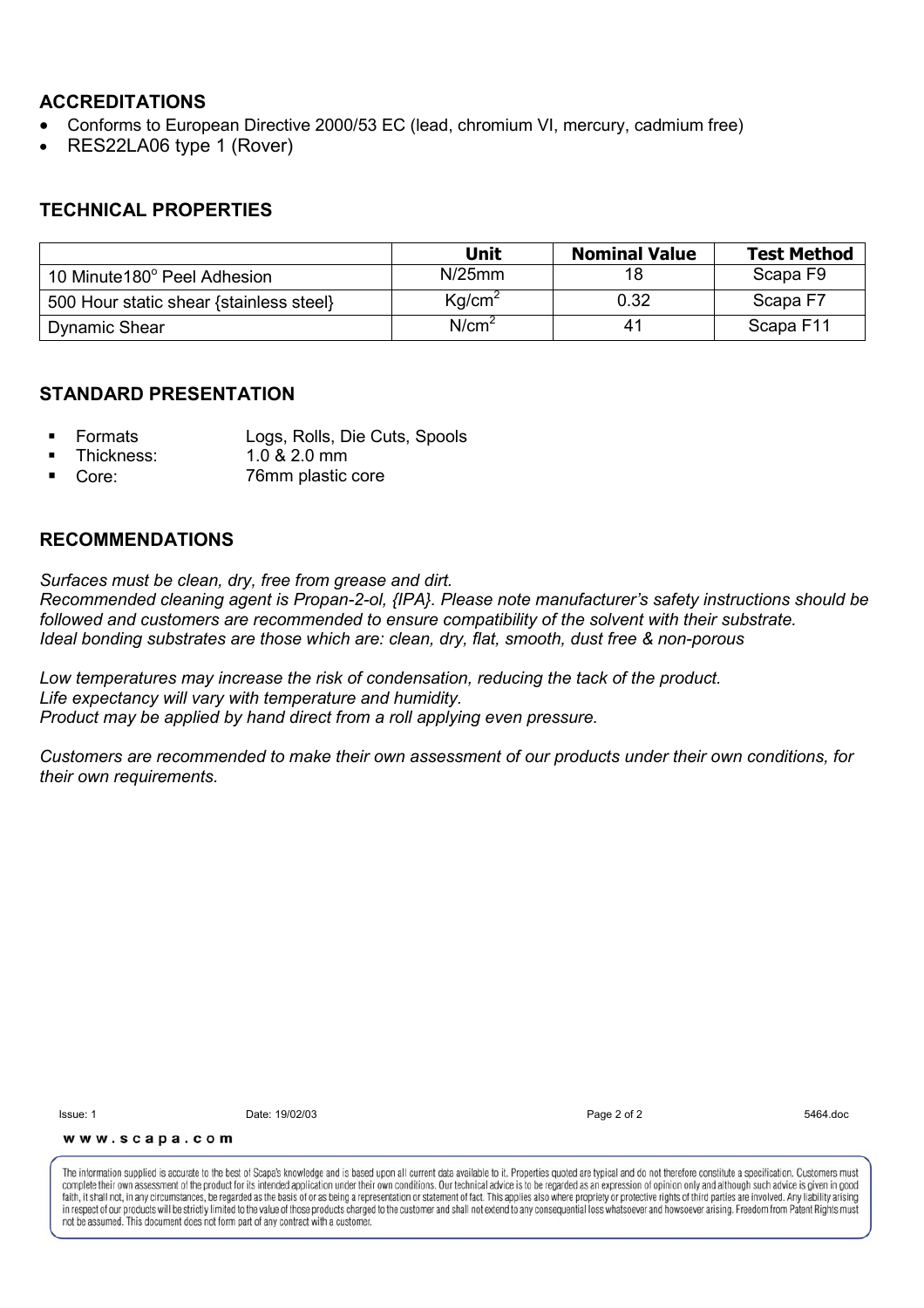## ACCREDITATIONS

- Conforms to European Directive 2000/53 EC (lead, chromium VI, mercury, cadmium free)
- RES22LA06 type 1 (Rover)

## TECHNICAL PROPERTIES

| | Unit | Nominal Value | Test Method |
|---|---|---|---|
| 10 Minute180° Peel Adhesion | N/25mm | 18 | Scapa F9 |
| 500 Hour static shear {stainless steel} | $Kg/cm^2$ | 0.32 | Scapa F7 |
| Dynamic Shear | $N/cm^2$ | 41 | Scapa F11 |

## STANDARD PRESENTATION

- Formats Logs, Rolls, Die Cuts, Spools
- Thickness: 1.0 & 2.0 mm
- Core: 76mm plastic core

## RECOMMENDATIONS

*Surfaces must be clean, dry, free from grease and dirt.*
*Recommended cleaning agent is Propan-2-ol, {IPA}. Please note manufacturer's safety instructions should be followed and customers are recommended to ensure compatibility of the solvent with their substrate.*
*Ideal bonding substrates are those which are: clean, dry, flat, smooth, dust free & non-porous*

*Low temperatures may increase the risk of condensation, reducing the tack of the product.*
*Life expectancy will vary with temperature and humidity.*
*Product may be applied by hand direct from a roll applying even pressure.*

*Customers are recommended to make their own assessment of our products under their own conditions, for their own requirements.*

Issue: 1 Date: 19/02/03 5464.doc

www.scapa.com

The information supplied is accurate to the best of Scapa's knowledge and is based upon all current data available to it. Properties quoted are typical and do not therefore constitute a specification. Customers must complete their own assessment of the product for its intended application under their own conditions. Our technical advice is to be regarded as an expression of opinion only and although such advice is given in good faith, it shall not, in any circumstances, be regarded as the basis of or as being a representation or statement of fact. This applies also where propriety or protective rights of third parties are involved. Any liability arising in respect of our products will be strictly limited to the value of those products charged to the customer and shall not extend to any consequential loss whatsoever and howsoever arising. Freedom from Patent Rights must not be assumed. This document does not form part of any contract with a customer.